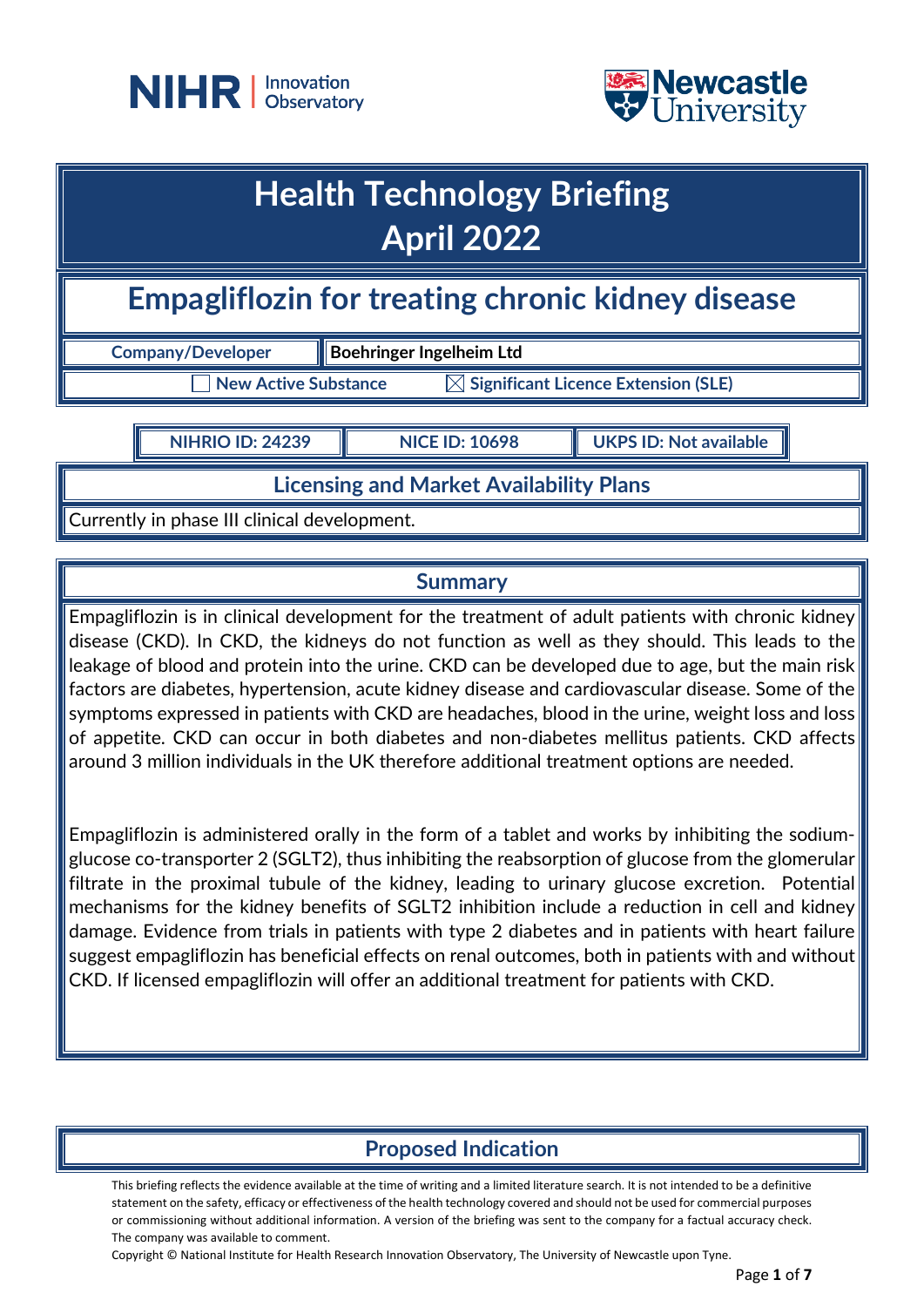# Health Technology Briefing
# April 2022

## Empagliflozin for treating chronic kidney disease

| | |
|---|---|
| **Company/Developer** | **Boehringer Ingelheim Ltd** |

☐ New Active Substance ☒ Significant Licence Extension (SLE)

| | | |
|---|---|---|
| **NIHRIO ID: 24239** | **NICE ID: 10698** | **UKPS ID: Not available** |

### Licensing and Market Availability Plans

Currently in phase III clinical development.

### Summary

Empagliflozin is in clinical development for the treatment of adult patients with chronic kidney disease (CKD). In CKD, the kidneys do not function as well as they should. This leads to the leakage of blood and protein into the urine. CKD can be developed due to age, but the main risk factors are diabetes, hypertension, acute kidney disease and cardiovascular disease. Some of the symptoms expressed in patients with CKD are headaches, blood in the urine, weight loss and loss of appetite. CKD can occur in both diabetes and non-diabetes mellitus patients. CKD affects around 3 million individuals in the UK therefore additional treatment options are needed.

Empagliflozin is administered orally in the form of a tablet and works by inhibiting the sodium-glucose co-transporter 2 (SGLT2), thus inhibiting the reabsorption of glucose from the glomerular filtrate in the proximal tubule of the kidney, leading to urinary glucose excretion. Potential mechanisms for the kidney benefits of SGLT2 inhibition include a reduction in cell and kidney damage. Evidence from trials in patients with type 2 diabetes and in patients with heart failure suggest empagliflozin has beneficial effects on renal outcomes, both in patients with and without CKD. If licensed empagliflozin will offer an additional treatment for patients with CKD.

### Proposed Indication

This briefing reflects the evidence available at the time of writing and a limited literature search. It is not intended to be a definitive statement on the safety, efficacy or effectiveness of the health technology covered and should not be used for commercial purposes or commissioning without additional information. A version of the briefing was sent to the company for a factual accuracy check. The company was available to comment.

Copyright © National Institute for Health Research Innovation Observatory, The University of Newcastle upon Tyne.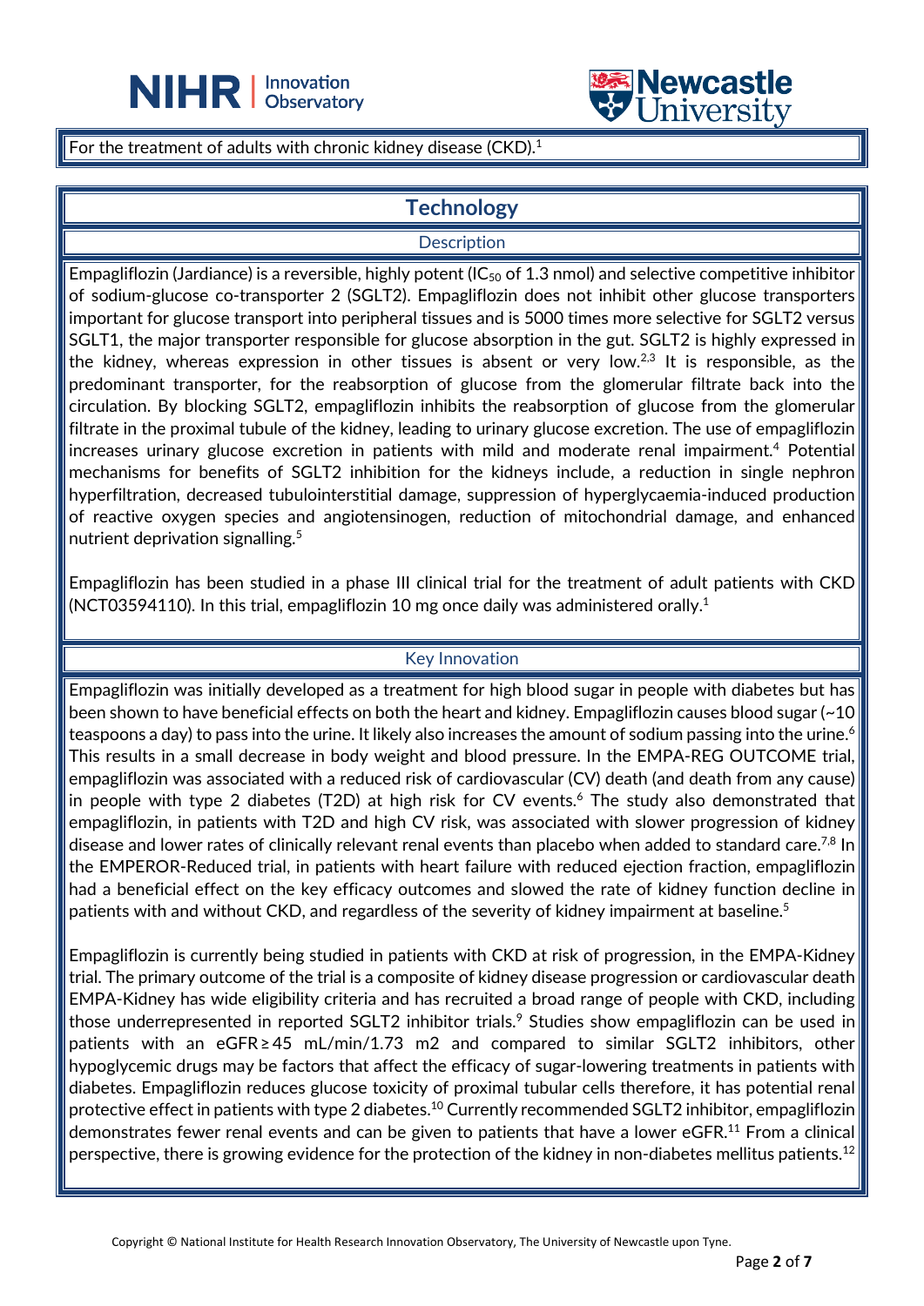For the treatment of adults with chronic kidney disease (CKD).[1]

## Technology

### Description

Empagliflozin (Jardiance) is a reversible, highly potent ($IC_{50}$ of 1.3 nmol) and selective competitive inhibitor of sodium-glucose co-transporter 2 (SGLT2). Empagliflozin does not inhibit other glucose transporters important for glucose transport into peripheral tissues and is 5000 times more selective for SGLT2 versus SGLT1, the major transporter responsible for glucose absorption in the gut. SGLT2 is highly expressed in the kidney, whereas expression in other tissues is absent or very low.[2,3] It is responsible, as the predominant transporter, for the reabsorption of glucose from the glomerular filtrate back into the circulation. By blocking SGLT2, empagliflozin inhibits the reabsorption of glucose from the glomerular filtrate in the proximal tubule of the kidney, leading to urinary glucose excretion. The use of empagliflozin increases urinary glucose excretion in patients with mild and moderate renal impairment.[4] Potential mechanisms for benefits of SGLT2 inhibition for the kidneys include, a reduction in single nephron hyperfiltration, decreased tubulointerstitial damage, suppression of hyperglycaemia-induced production of reactive oxygen species and angiotensinogen, reduction of mitochondrial damage, and enhanced nutrient deprivation signalling.[5]

Empagliflozin has been studied in a phase III clinical trial for the treatment of adult patients with CKD (NCT03594110). In this trial, empagliflozin 10 mg once daily was administered orally.[1]

### Key Innovation

Empagliflozin was initially developed as a treatment for high blood sugar in people with diabetes but has been shown to have beneficial effects on both the heart and kidney. Empagliflozin causes blood sugar (~10 teaspoons a day) to pass into the urine. It likely also increases the amount of sodium passing into the urine.[6] This results in a small decrease in body weight and blood pressure. In the EMPA-REG OUTCOME trial, empagliflozin was associated with a reduced risk of cardiovascular (CV) death (and death from any cause) in people with type 2 diabetes (T2D) at high risk for CV events.[6] The study also demonstrated that empagliflozin, in patients with T2D and high CV risk, was associated with slower progression of kidney disease and lower rates of clinically relevant renal events than placebo when added to standard care.[7,8] In the EMPEROR-Reduced trial, in patients with heart failure with reduced ejection fraction, empagliflozin had a beneficial effect on the key efficacy outcomes and slowed the rate of kidney function decline in patients with and without CKD, and regardless of the severity of kidney impairment at baseline.[5]

Empagliflozin is currently being studied in patients with CKD at risk of progression, in the EMPA-Kidney trial. The primary outcome of the trial is a composite of kidney disease progression or cardiovascular death EMPA-Kidney has wide eligibility criteria and has recruited a broad range of people with CKD, including those underrepresented in reported SGLT2 inhibitor trials.[9] Studies show empagliflozin can be used in patients with an eGFR ≥ 45 mL/min/1.73 m2 and compared to similar SGLT2 inhibitors, other hypoglycemic drugs may be factors that affect the efficacy of sugar-lowering treatments in patients with diabetes. Empagliflozin reduces glucose toxicity of proximal tubular cells therefore, it has potential renal protective effect in patients with type 2 diabetes.[10] Currently recommended SGLT2 inhibitor, empagliflozin demonstrates fewer renal events and can be given to patients that have a lower eGFR.[11] From a clinical perspective, there is growing evidence for the protection of the kidney in non-diabetes mellitus patients.[12]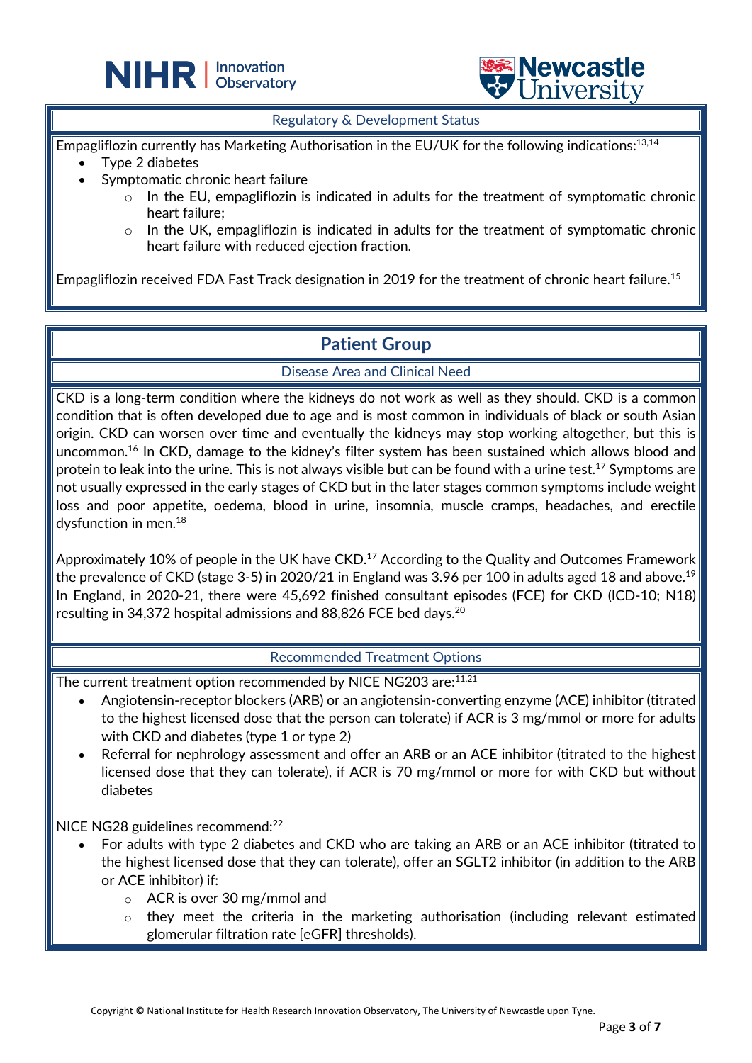### Regulatory & Development Status

Empagliflozin currently has Marketing Authorisation in the EU/UK for the following indications:[13,14]

- Type 2 diabetes
- Symptomatic chronic heart failure
  - In the EU, empagliflozin is indicated in adults for the treatment of symptomatic chronic heart failure;
  - In the UK, empagliflozin is indicated in adults for the treatment of symptomatic chronic heart failure with reduced ejection fraction.

Empagliflozin received FDA Fast Track designation in 2019 for the treatment of chronic heart failure.[15]

## Patient Group

### Disease Area and Clinical Need

CKD is a long-term condition where the kidneys do not work as well as they should. CKD is a common condition that is often developed due to age and is most common in individuals of black or south Asian origin. CKD can worsen over time and eventually the kidneys may stop working altogether, but this is uncommon.[16] In CKD, damage to the kidney's filter system has been sustained which allows blood and protein to leak into the urine. This is not always visible but can be found with a urine test.[17] Symptoms are not usually expressed in the early stages of CKD but in the later stages common symptoms include weight loss and poor appetite, oedema, blood in urine, insomnia, muscle cramps, headaches, and erectile dysfunction in men.[18]

Approximately 10% of people in the UK have CKD.[17] According to the Quality and Outcomes Framework the prevalence of CKD (stage 3-5) in 2020/21 in England was 3.96 per 100 in adults aged 18 and above.[19] In England, in 2020-21, there were 45,692 finished consultant episodes (FCE) for CKD (ICD-10; N18) resulting in 34,372 hospital admissions and 88,826 FCE bed days.[20]

### Recommended Treatment Options

The current treatment option recommended by NICE NG203 are:[11,21]

- Angiotensin-receptor blockers (ARB) or an angiotensin-converting enzyme (ACE) inhibitor (titrated to the highest licensed dose that the person can tolerate) if ACR is 3 mg/mmol or more for adults with CKD and diabetes (type 1 or type 2)
- Referral for nephrology assessment and offer an ARB or an ACE inhibitor (titrated to the highest licensed dose that they can tolerate), if ACR is 70 mg/mmol or more for with CKD but without diabetes

NICE NG28 guidelines recommend:[22]

- For adults with type 2 diabetes and CKD who are taking an ARB or an ACE inhibitor (titrated to the highest licensed dose that they can tolerate), offer an SGLT2 inhibitor (in addition to the ARB or ACE inhibitor) if:
  - ACR is over 30 mg/mmol and
  - they meet the criteria in the marketing authorisation (including relevant estimated glomerular filtration rate [eGFR] thresholds).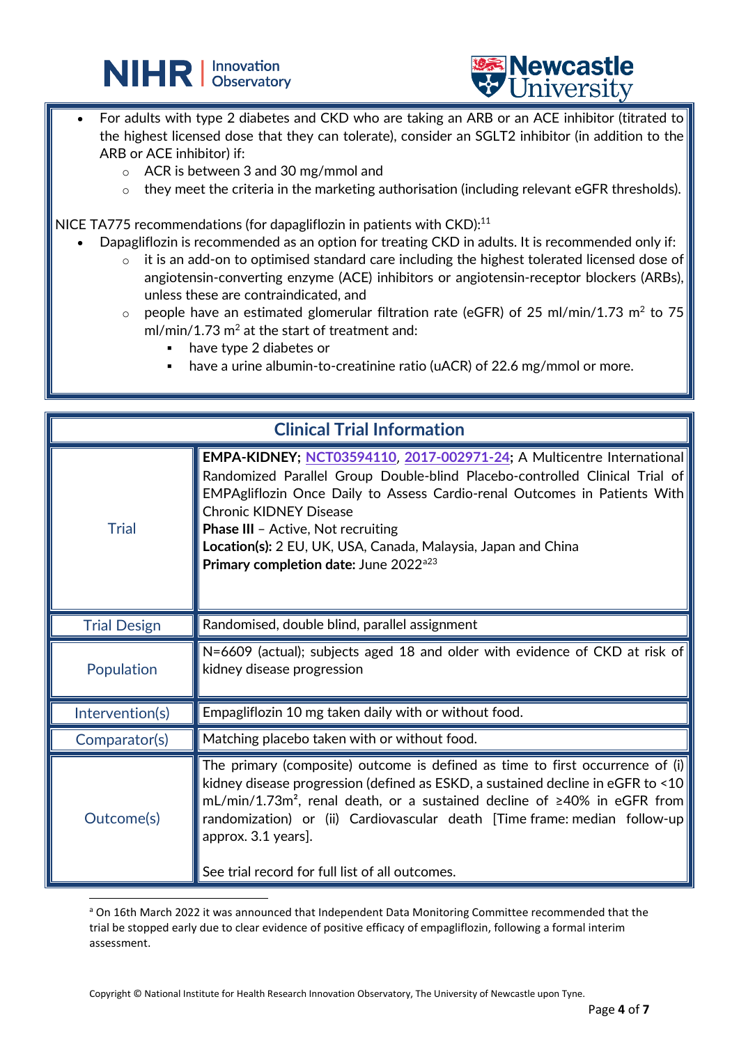- For adults with type 2 diabetes and CKD who are taking an ARB or an ACE inhibitor (titrated to the highest licensed dose that they can tolerate), consider an SGLT2 inhibitor (in addition to the ARB or ACE inhibitor) if:
  - ACR is between 3 and 30 mg/mmol and
  - they meet the criteria in the marketing authorisation (including relevant eGFR thresholds).

NICE TA775 recommendations (for dapagliflozin in patients with CKD):[11]

- Dapagliflozin is recommended as an option for treating CKD in adults. It is recommended only if:
  - it is an add-on to optimised standard care including the highest tolerated licensed dose of angiotensin-converting enzyme (ACE) inhibitors or angiotensin-receptor blockers (ARBs), unless these are contraindicated, and
  - people have an estimated glomerular filtration rate (eGFR) of 25 ml/min/1.73 $m^2$ to 75 ml/min/1.73 $m^2$ at the start of treatment and:
    - have type 2 diabetes or
    - have a urine albumin-to-creatinine ratio (uACR) of 22.6 mg/mmol or more.

| Clinical Trial Information | |
|---|---|
| Trial | **EMPA-KIDNEY; NCT03594110, 2017-002971-24;** A Multicentre International Randomized Parallel Group Double-blind Placebo-controlled Clinical Trial of EMPAgliflozin Once Daily to Assess Cardio-renal Outcomes in Patients With Chronic KIDNEY Disease<br>**Phase III** – Active, Not recruiting<br>**Location(s):** 2 EU, UK, USA, Canada, Malaysia, Japan and China<br>**Primary completion date:** June 2022[a][23] |
| Trial Design | Randomised, double blind, parallel assignment |
| Population | N=6609 (actual); subjects aged 18 and older with evidence of CKD at risk of kidney disease progression |
| Intervention(s) | Empagliflozin 10 mg taken daily with or without food. |
| Comparator(s) | Matching placebo taken with or without food. |
| Outcome(s) | The primary (composite) outcome is defined as time to first occurrence of (i) kidney disease progression (defined as ESKD, a sustained decline in eGFR to <10 mL/min/1.73$m^2$, renal death, or a sustained decline of ≥40% in eGFR from randomization) or (ii) Cardiovascular death [Time frame: median follow-up approx. 3.1 years].<br><br>See trial record for full list of all outcomes. |

[a] On 16th March 2022 it was announced that Independent Data Monitoring Committee recommended that the trial be stopped early due to clear evidence of positive efficacy of empagliflozin, following a formal interim assessment.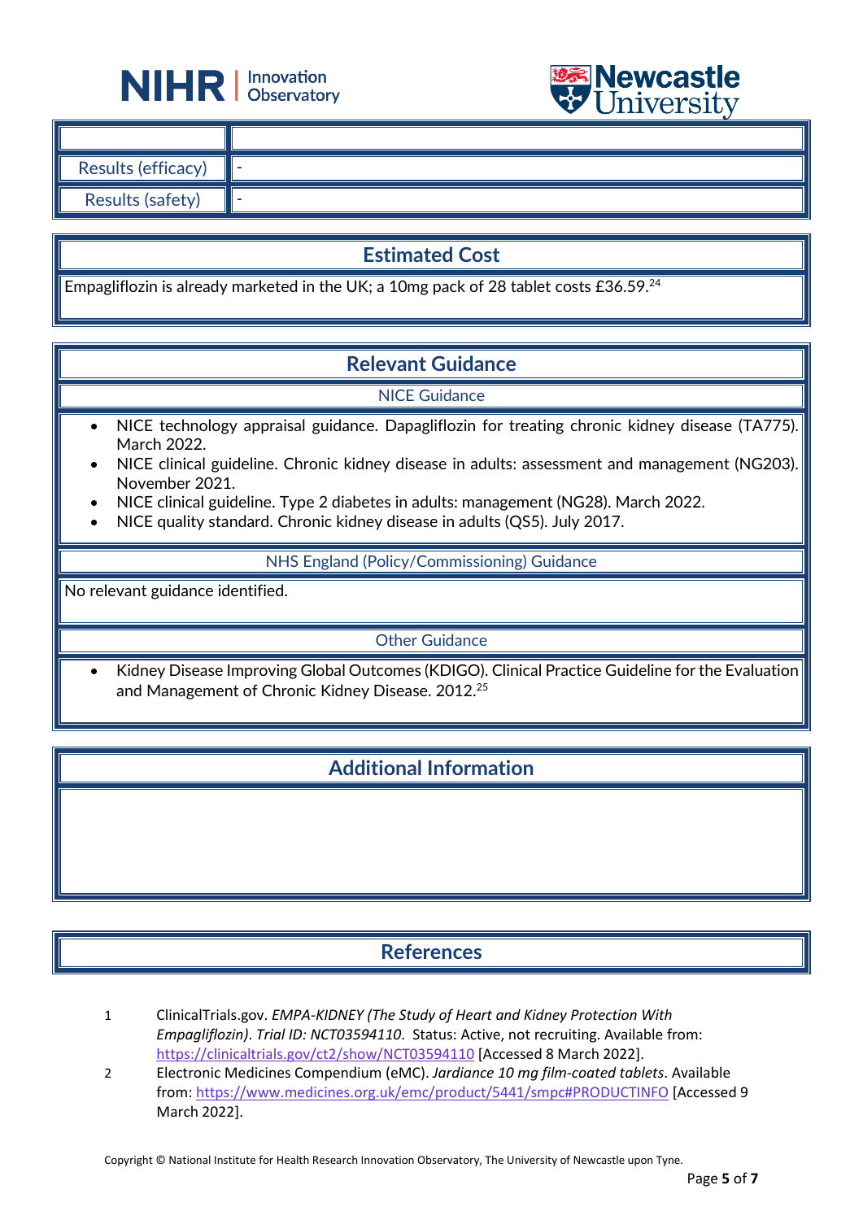| | |
|---|---|
| Results (efficacy) | - |
| Results (safety) | - |

## Estimated Cost

Empagliflozin is already marketed in the UK; a 10mg pack of 28 tablet costs £36.59.[24]

## Relevant Guidance

### NICE Guidance

- NICE technology appraisal guidance. Dapagliflozin for treating chronic kidney disease (TA775). March 2022.
- NICE clinical guideline. Chronic kidney disease in adults: assessment and management (NG203). November 2021.
- NICE clinical guideline. Type 2 diabetes in adults: management (NG28). March 2022.
- NICE quality standard. Chronic kidney disease in adults (QS5). July 2017.

### NHS England (Policy/Commissioning) Guidance

No relevant guidance identified.

### Other Guidance

- Kidney Disease Improving Global Outcomes (KDIGO). Clinical Practice Guideline for the Evaluation and Management of Chronic Kidney Disease. 2012.[25]

## Additional Information

## References

1. ClinicalTrials.gov. *EMPA-KIDNEY (The Study of Heart and Kidney Protection With Empagliflozin)*. *Trial ID: NCT03594110*. Status: Active, not recruiting. Available from: https://clinicaltrials.gov/ct2/show/NCT03594110 [Accessed 8 March 2022].
2. Electronic Medicines Compendium (eMC). *Jardiance 10 mg film-coated tablets*. Available from: https://www.medicines.org.uk/emc/product/5441/smpc#PRODUCTINFO [Accessed 9 March 2022].

Copyright © National Institute for Health Research Innovation Observatory, The University of Newcastle upon Tyne.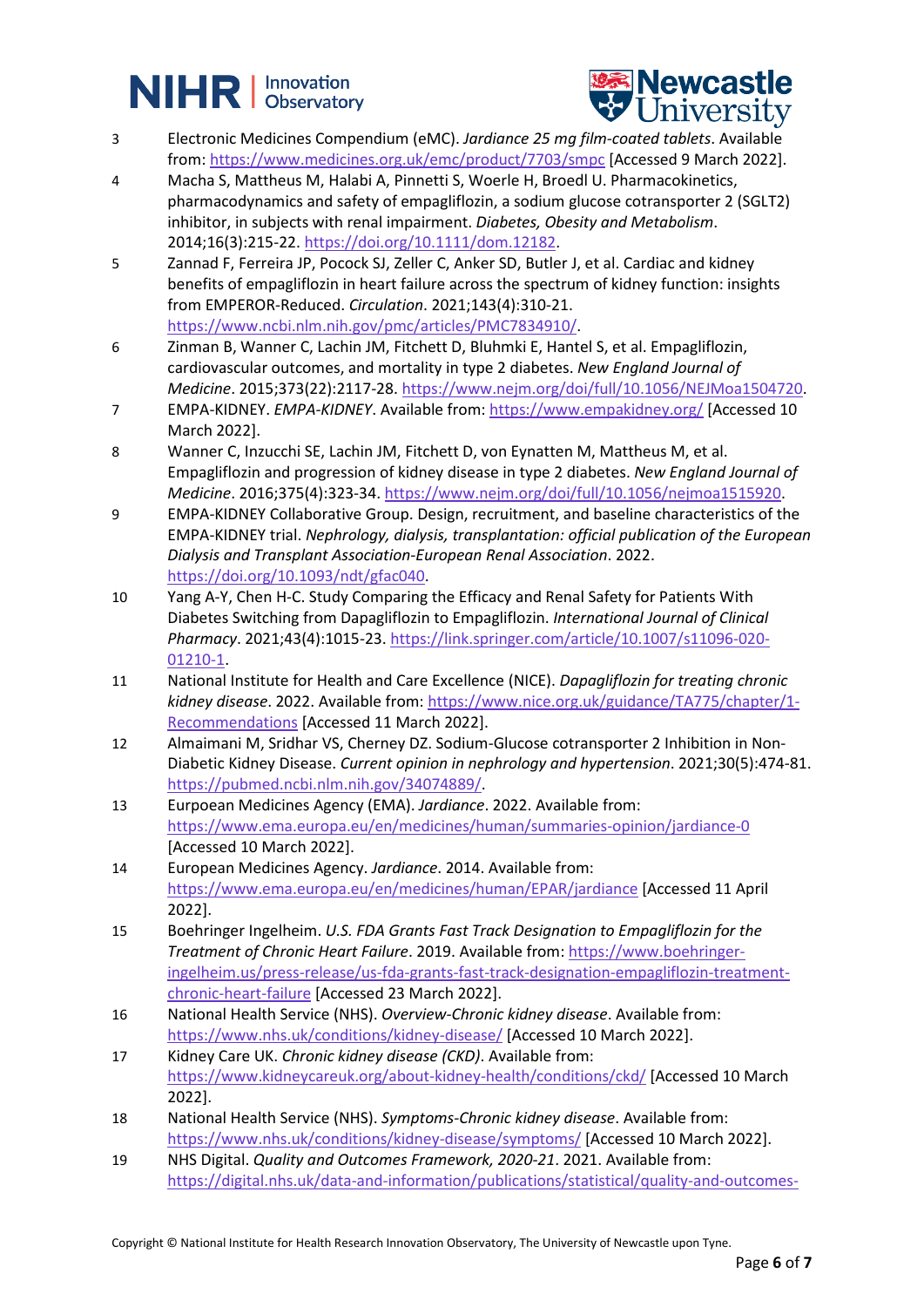3. Electronic Medicines Compendium (eMC). *Jardiance 25 mg film-coated tablets*. Available from: https://www.medicines.org.uk/emc/product/7703/smpc [Accessed 9 March 2022].
4. Macha S, Mattheus M, Halabi A, Pinnetti S, Woerle H, Broedl U. Pharmacokinetics, pharmacodynamics and safety of empagliflozin, a sodium glucose cotransporter 2 (SGLT2) inhibitor, in subjects with renal impairment. *Diabetes, Obesity and Metabolism*. 2014;16(3):215-22. https://doi.org/10.1111/dom.12182.
5. Zannad F, Ferreira JP, Pocock SJ, Zeller C, Anker SD, Butler J, et al. Cardiac and kidney benefits of empagliflozin in heart failure across the spectrum of kidney function: insights from EMPEROR-Reduced. *Circulation*. 2021;143(4):310-21. https://www.ncbi.nlm.nih.gov/pmc/articles/PMC7834910/.
6. Zinman B, Wanner C, Lachin JM, Fitchett D, Bluhmki E, Hantel S, et al. Empagliflozin, cardiovascular outcomes, and mortality in type 2 diabetes. *New England Journal of Medicine*. 2015;373(22):2117-28. https://www.nejm.org/doi/full/10.1056/NEJMoa1504720.
7. EMPA-KIDNEY. *EMPA-KIDNEY*. Available from: https://www.empakidney.org/ [Accessed 10 March 2022].
8. Wanner C, Inzucchi SE, Lachin JM, Fitchett D, von Eynatten M, Mattheus M, et al. Empagliflozin and progression of kidney disease in type 2 diabetes. *New England Journal of Medicine*. 2016;375(4):323-34. https://www.nejm.org/doi/full/10.1056/nejmoa1515920.
9. EMPA-KIDNEY Collaborative Group. Design, recruitment, and baseline characteristics of the EMPA-KIDNEY trial. *Nephrology, dialysis, transplantation: official publication of the European Dialysis and Transplant Association-European Renal Association*. 2022. https://doi.org/10.1093/ndt/gfac040.
10. Yang A-Y, Chen H-C. Study Comparing the Efficacy and Renal Safety for Patients With Diabetes Switching from Dapagliflozin to Empagliflozin. *International Journal of Clinical Pharmacy*. 2021;43(4):1015-23. https://link.springer.com/article/10.1007/s11096-020-01210-1.
11. National Institute for Health and Care Excellence (NICE). *Dapagliflozin for treating chronic kidney disease*. 2022. Available from: https://www.nice.org.uk/guidance/TA775/chapter/1-Recommendations [Accessed 11 March 2022].
12. Almaimani M, Sridhar VS, Cherney DZ. Sodium-Glucose cotransporter 2 Inhibition in Non-Diabetic Kidney Disease. *Current opinion in nephrology and hypertension*. 2021;30(5):474-81. https://pubmed.ncbi.nlm.nih.gov/34074889/.
13. Eurpoean Medicines Agency (EMA). *Jardiance*. 2022. Available from: https://www.ema.europa.eu/en/medicines/human/summaries-opinion/jardiance-0 [Accessed 10 March 2022].
14. European Medicines Agency. *Jardiance*. 2014. Available from: https://www.ema.europa.eu/en/medicines/human/EPAR/jardiance [Accessed 11 April 2022].
15. Boehringer Ingelheim. *U.S. FDA Grants Fast Track Designation to Empagliflozin for the Treatment of Chronic Heart Failure*. 2019. Available from: https://www.boehringer-ingelheim.us/press-release/us-fda-grants-fast-track-designation-empagliflozin-treatment-chronic-heart-failure [Accessed 23 March 2022].
16. National Health Service (NHS). *Overview-Chronic kidney disease*. Available from: https://www.nhs.uk/conditions/kidney-disease/ [Accessed 10 March 2022].
17. Kidney Care UK. *Chronic kidney disease (CKD)*. Available from: https://www.kidneycareuk.org/about-kidney-health/conditions/ckd/ [Accessed 10 March 2022].
18. National Health Service (NHS). *Symptoms-Chronic kidney disease*. Available from: https://www.nhs.uk/conditions/kidney-disease/symptoms/ [Accessed 10 March 2022].
19. NHS Digital. *Quality and Outcomes Framework, 2020-21*. 2021. Available from: https://digital.nhs.uk/data-and-information/publications/statistical/quality-and-outcomes-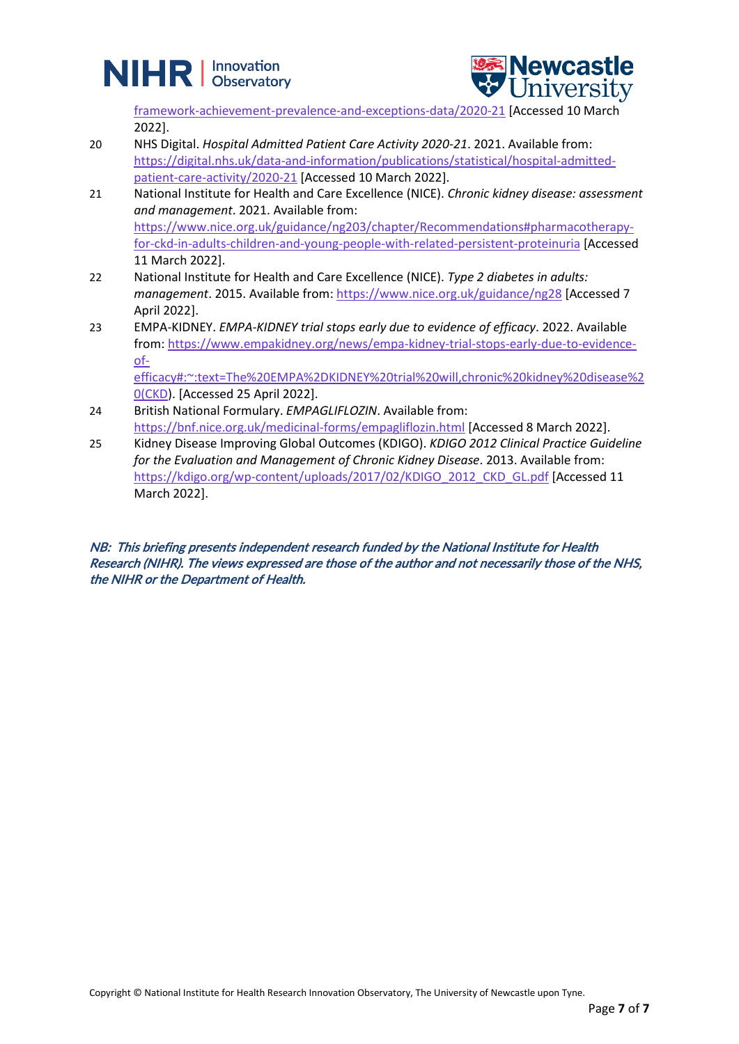framework-achievement-prevalence-and-exceptions-data/2020-21 [Accessed 10 March 2022].

20 NHS Digital. *Hospital Admitted Patient Care Activity 2020-21*. 2021. Available from: https://digital.nhs.uk/data-and-information/publications/statistical/hospital-admitted-patient-care-activity/2020-21 [Accessed 10 March 2022].

21 National Institute for Health and Care Excellence (NICE). *Chronic kidney disease: assessment and management*. 2021. Available from: https://www.nice.org.uk/guidance/ng203/chapter/Recommendations#pharmacotherapy-for-ckd-in-adults-children-and-young-people-with-related-persistent-proteinuria [Accessed 11 March 2022].

22 National Institute for Health and Care Excellence (NICE). *Type 2 diabetes in adults: management*. 2015. Available from: https://www.nice.org.uk/guidance/ng28 [Accessed 7 April 2022].

23 EMPA-KIDNEY. *EMPA-KIDNEY trial stops early due to evidence of efficacy*. 2022. Available from: https://www.empakidney.org/news/empa-kidney-trial-stops-early-due-to-evidence-of-efficacy#:~:text=The%20EMPA%2DKIDNEY%20trial%20will,chronic%20kidney%20disease%20(CKD). [Accessed 25 April 2022].

24 British National Formulary. *EMPAGLIFLOZIN*. Available from: https://bnf.nice.org.uk/medicinal-forms/empagliflozin.html [Accessed 8 March 2022].

25 Kidney Disease Improving Global Outcomes (KDIGO). *KDIGO 2012 Clinical Practice Guideline for the Evaluation and Management of Chronic Kidney Disease*. 2013. Available from: https://kdigo.org/wp-content/uploads/2017/02/KDIGO_2012_CKD_GL.pdf [Accessed 11 March 2022].

***NB: This briefing presents independent research funded by the National Institute for Health Research (NIHR). The views expressed are those of the author and not necessarily those of the NHS, the NIHR or the Department of Health.***

Copyright © National Institute for Health Research Innovation Observatory, The University of Newcastle upon Tyne.